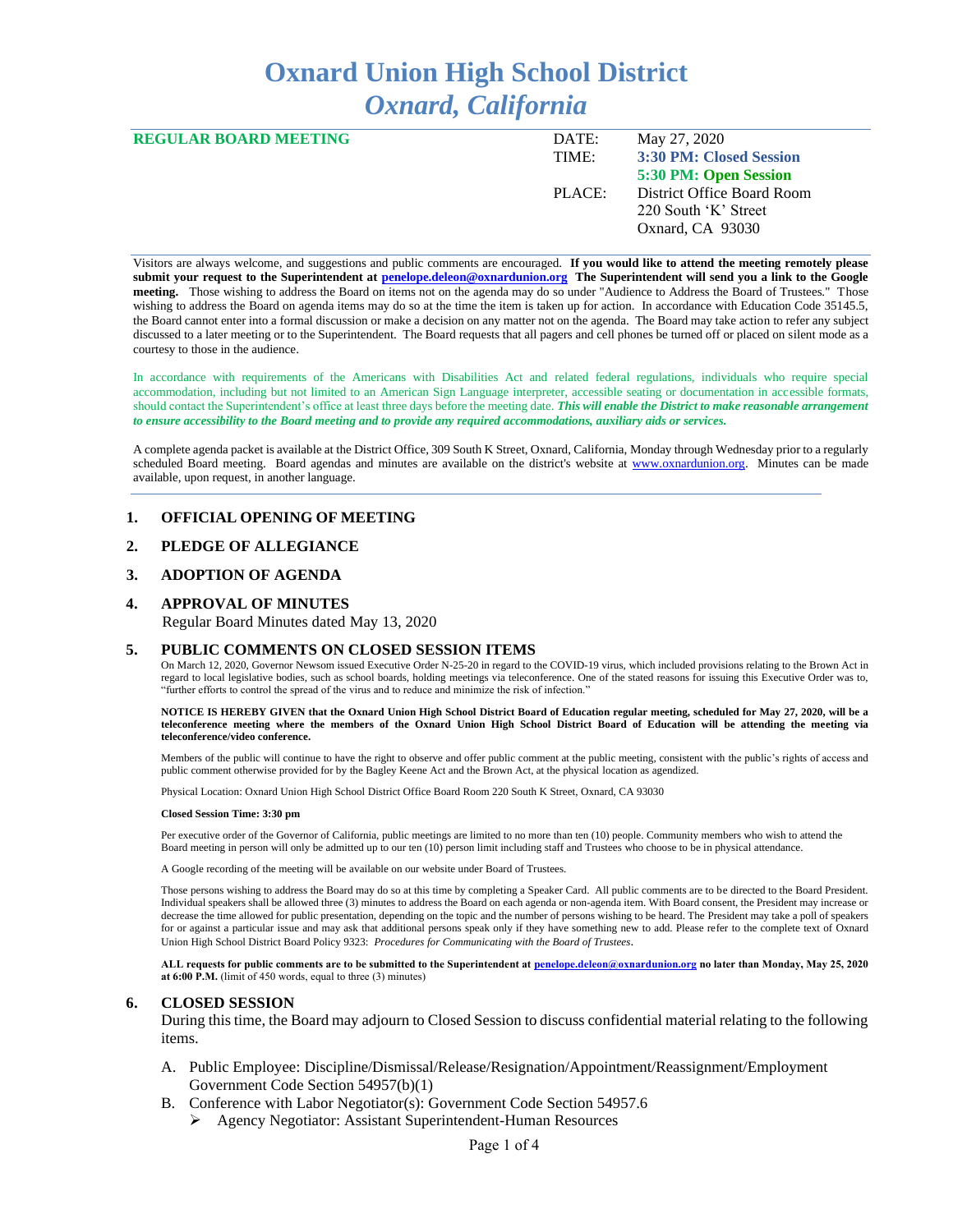# Oxnard Union High School District
## *Oxnard, California*

| **REGULAR BOARD MEETING** | DATE: | May 27, 2020 |
|---|---|---|
| | TIME: | **3:30 PM: Closed Session** |
| | | **5:30 PM: Open Session** |
| | PLACE: | District Office Board Room |
| | | 220 South 'K' Street |
| | | Oxnard, CA 93030 |

Visitors are always welcome, and suggestions and public comments are encouraged. **If you would like to attend the meeting remotely please submit your request to the Superintendent at penelope.deleon@oxnardunion.org The Superintendent will send you a link to the Google meeting.** Those wishing to address the Board on items not on the agenda may do so under "Audience to Address the Board of Trustees." Those wishing to address the Board on agenda items may do so at the time the item is taken up for action. In accordance with Education Code 35145.5, the Board cannot enter into a formal discussion or make a decision on any matter not on the agenda. The Board may take action to refer any subject discussed to a later meeting or to the Superintendent. The Board requests that all pagers and cell phones be turned off or placed on silent mode as a courtesy to those in the audience.

In accordance with requirements of the Americans with Disabilities Act and related federal regulations, individuals who require special accommodation, including but not limited to an American Sign Language interpreter, accessible seating or documentation in accessible formats, should contact the Superintendent's office at least three days before the meeting date. ***This will enable the District to make reasonable arrangement to ensure accessibility to the Board meeting and to provide any required accommodations, auxiliary aids or services.***

A complete agenda packet is available at the District Office, 309 South K Street, Oxnard, California, Monday through Wednesday prior to a regularly scheduled Board meeting. Board agendas and minutes are available on the district's website at www.oxnardunion.org. Minutes can be made available, upon request, in another language.

### 1. OFFICIAL OPENING OF MEETING

### 2. PLEDGE OF ALLEGIANCE

### 3. ADOPTION OF AGENDA

### 4. APPROVAL OF MINUTES

Regular Board Minutes dated May 13, 2020

### 5. PUBLIC COMMENTS ON CLOSED SESSION ITEMS

On March 12, 2020, Governor Newsom issued Executive Order N-25-20 in regard to the COVID-19 virus, which included provisions relating to the Brown Act in regard to local legislative bodies, such as school boards, holding meetings via teleconference. One of the stated reasons for issuing this Executive Order was to, "further efforts to control the spread of the virus and to reduce and minimize the risk of infection."

**NOTICE IS HEREBY GIVEN that the Oxnard Union High School District Board of Education regular meeting, scheduled for May 27, 2020, will be a teleconference meeting where the members of the Oxnard Union High School District Board of Education will be attending the meeting via teleconference/video conference.**

Members of the public will continue to have the right to observe and offer public comment at the public meeting, consistent with the public's rights of access and public comment otherwise provided for by the Bagley Keene Act and the Brown Act, at the physical location as agendized.

Physical Location: Oxnard Union High School District Office Board Room 220 South K Street, Oxnard, CA 93030

**Closed Session Time: 3:30 pm**

Per executive order of the Governor of California, public meetings are limited to no more than ten (10) people. Community members who wish to attend the Board meeting in person will only be admitted up to our ten (10) person limit including staff and Trustees who choose to be in physical attendance.

A Google recording of the meeting will be available on our website under Board of Trustees.

Those persons wishing to address the Board may do so at this time by completing a Speaker Card. All public comments are to be directed to the Board President. Individual speakers shall be allowed three (3) minutes to address the Board on each agenda or non-agenda item. With Board consent, the President may increase or decrease the time allowed for public presentation, depending on the topic and the number of persons wishing to be heard. The President may take a poll of speakers for or against a particular issue and may ask that additional persons speak only if they have something new to add. Please refer to the complete text of Oxnard Union High School District Board Policy 9323: *Procedures for Communicating with the Board of Trustees*.

**ALL requests for public comments are to be submitted to the Superintendent at penelope.deleon@oxnardunion.org no later than Monday, May 25, 2020 at 6:00 P.M.** (limit of 450 words, equal to three (3) minutes)

### 6. CLOSED SESSION

During this time, the Board may adjourn to Closed Session to discuss confidential material relating to the following items.

A. Public Employee: Discipline/Dismissal/Release/Resignation/Appointment/Reassignment/Employment Government Code Section 54957(b)(1)

B. Conference with Labor Negotiator(s): Government Code Section 54957.6
   - Agency Negotiator: Assistant Superintendent-Human Resources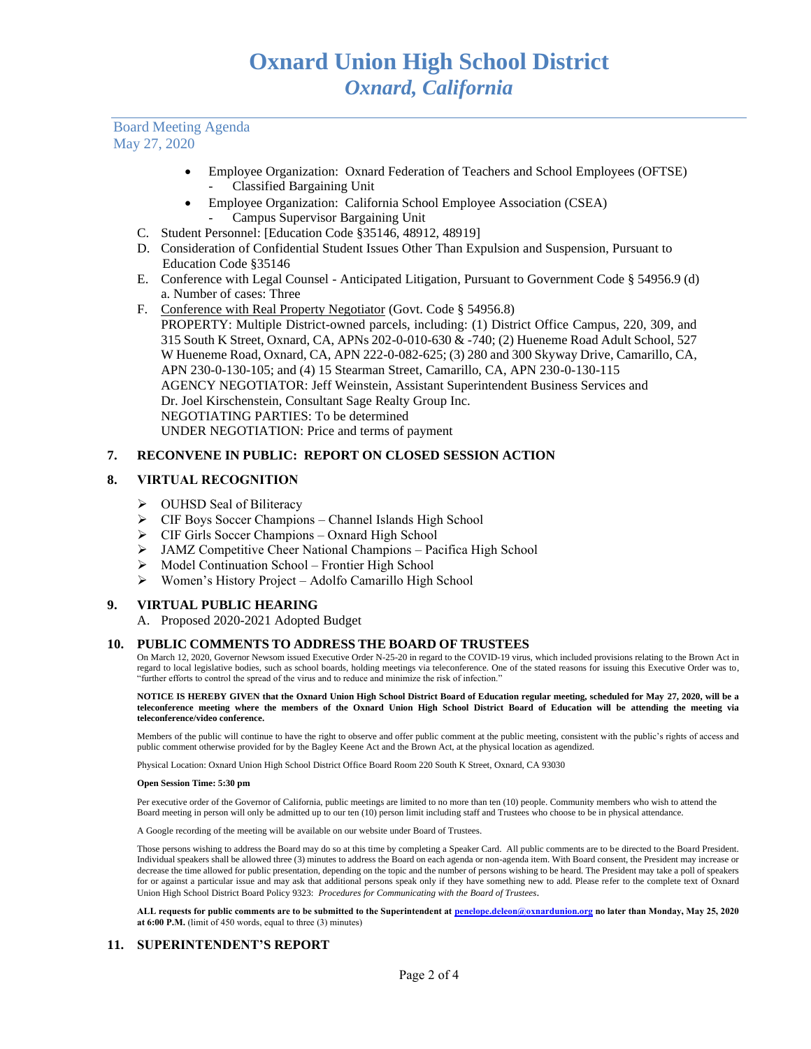- Employee Organization: Oxnard Federation of Teachers and School Employees (OFTSE)
    - Classified Bargaining Unit
- Employee Organization: California School Employee Association (CSEA)
    - Campus Supervisor Bargaining Unit

C. Student Personnel: [Education Code §35146, 48912, 48919]

D. Consideration of Confidential Student Issues Other Than Expulsion and Suspension, Pursuant to Education Code §35146

E. Conference with Legal Counsel - Anticipated Litigation, Pursuant to Government Code § 54956.9 (d)
a. Number of cases: Three

F. Conference with Real Property Negotiator (Govt. Code § 54956.8)
PROPERTY: Multiple District-owned parcels, including: (1) District Office Campus, 220, 309, and 315 South K Street, Oxnard, CA, APNs 202-0-010-630 & -740; (2) Hueneme Road Adult School, 527 W Hueneme Road, Oxnard, CA, APN 222-0-082-625; (3) 280 and 300 Skyway Drive, Camarillo, CA, APN 230-0-130-105; and (4) 15 Stearman Street, Camarillo, CA, APN 230-0-130-115
AGENCY NEGOTIATOR: Jeff Weinstein, Assistant Superintendent Business Services and Dr. Joel Kirschenstein, Consultant Sage Realty Group Inc.
NEGOTIATING PARTIES: To be determined
UNDER NEGOTIATION: Price and terms of payment

## 7. RECONVENE IN PUBLIC: REPORT ON CLOSED SESSION ACTION

## 8. VIRTUAL RECOGNITION

- OUHSD Seal of Biliteracy
- CIF Boys Soccer Champions – Channel Islands High School
- CIF Girls Soccer Champions – Oxnard High School
- JAMZ Competitive Cheer National Champions – Pacifica High School
- Model Continuation School – Frontier High School
- Women's History Project – Adolfo Camarillo High School

## 9. VIRTUAL PUBLIC HEARING

A. Proposed 2020-2021 Adopted Budget

## 10. PUBLIC COMMENTS TO ADDRESS THE BOARD OF TRUSTEES

On March 12, 2020, Governor Newsom issued Executive Order N-25-20 in regard to the COVID-19 virus, which included provisions relating to the Brown Act in regard to local legislative bodies, such as school boards, holding meetings via teleconference. One of the stated reasons for issuing this Executive Order was to, "further efforts to control the spread of the virus and to reduce and minimize the risk of infection."

**NOTICE IS HEREBY GIVEN that the Oxnard Union High School District Board of Education regular meeting, scheduled for May 27, 2020, will be a teleconference meeting where the members of the Oxnard Union High School District Board of Education will be attending the meeting via teleconference/video conference.**

Members of the public will continue to have the right to observe and offer public comment at the public meeting, consistent with the public's rights of access and public comment otherwise provided for by the Bagley Keene Act and the Brown Act, at the physical location as agendized.

Physical Location: Oxnard Union High School District Office Board Room 220 South K Street, Oxnard, CA 93030

**Open Session Time: 5:30 pm**

Per executive order of the Governor of California, public meetings are limited to no more than ten (10) people. Community members who wish to attend the Board meeting in person will only be admitted up to our ten (10) person limit including staff and Trustees who choose to be in physical attendance.

A Google recording of the meeting will be available on our website under Board of Trustees.

Those persons wishing to address the Board may do so at this time by completing a Speaker Card. All public comments are to be directed to the Board President. Individual speakers shall be allowed three (3) minutes to address the Board on each agenda or non-agenda item. With Board consent, the President may increase or decrease the time allowed for public presentation, depending on the topic and the number of persons wishing to be heard. The President may take a poll of speakers for or against a particular issue and may ask that additional persons speak only if they have something new to add. Please refer to the complete text of Oxnard Union High School District Board Policy 9323: *Procedures for Communicating with the Board of Trustees*.

**ALL requests for public comments are to be submitted to the Superintendent at penelope.deleon@oxnardunion.org no later than Monday, May 25, 2020 at 6:00 P.M.** (limit of 450 words, equal to three (3) minutes)

## 11. SUPERINTENDENT'S REPORT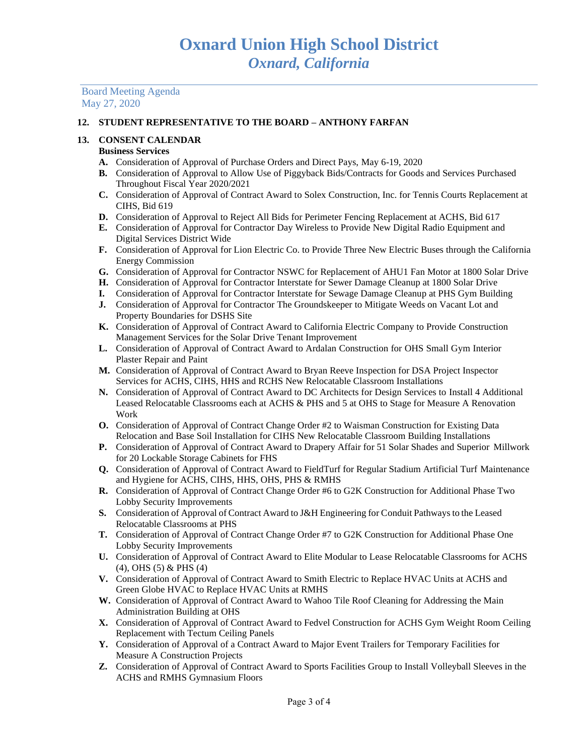# Oxnard Union High School District
## *Oxnard, California*

Board Meeting Agenda
May 27, 2020

**12. STUDENT REPRESENTATIVE TO THE BOARD – ANTHONY FARFAN**

**13. CONSENT CALENDAR**

**Business Services**

- **A.** Consideration of Approval of Purchase Orders and Direct Pays, May 6-19, 2020
- **B.** Consideration of Approval to Allow Use of Piggyback Bids/Contracts for Goods and Services Purchased Throughout Fiscal Year 2020/2021
- **C.** Consideration of Approval of Contract Award to Solex Construction, Inc. for Tennis Courts Replacement at CIHS, Bid 619
- **D.** Consideration of Approval to Reject All Bids for Perimeter Fencing Replacement at ACHS, Bid 617
- **E.** Consideration of Approval for Contractor Day Wireless to Provide New Digital Radio Equipment and Digital Services District Wide
- **F.** Consideration of Approval for Lion Electric Co. to Provide Three New Electric Buses through the California Energy Commission
- **G.** Consideration of Approval for Contractor NSWC for Replacement of AHU1 Fan Motor at 1800 Solar Drive
- **H.** Consideration of Approval for Contractor Interstate for Sewer Damage Cleanup at 1800 Solar Drive
- **I.** Consideration of Approval for Contractor Interstate for Sewage Damage Cleanup at PHS Gym Building
- **J.** Consideration of Approval for Contractor The Groundskeeper to Mitigate Weeds on Vacant Lot and Property Boundaries for DSHS Site
- **K.** Consideration of Approval of Contract Award to California Electric Company to Provide Construction Management Services for the Solar Drive Tenant Improvement
- **L.** Consideration of Approval of Contract Award to Ardalan Construction for OHS Small Gym Interior Plaster Repair and Paint
- **M.** Consideration of Approval of Contract Award to Bryan Reeve Inspection for DSA Project Inspector Services for ACHS, CIHS, HHS and RCHS New Relocatable Classroom Installations
- **N.** Consideration of Approval of Contract Award to DC Architects for Design Services to Install 4 Additional Leased Relocatable Classrooms each at ACHS & PHS and 5 at OHS to Stage for Measure A Renovation Work
- **O.** Consideration of Approval of Contract Change Order #2 to Waisman Construction for Existing Data Relocation and Base Soil Installation for CIHS New Relocatable Classroom Building Installations
- **P.** Consideration of Approval of Contract Award to Drapery Affair for 51 Solar Shades and Superior Millwork for 20 Lockable Storage Cabinets for FHS
- **Q.** Consideration of Approval of Contract Award to FieldTurf for Regular Stadium Artificial Turf Maintenance and Hygiene for ACHS, CIHS, HHS, OHS, PHS & RMHS
- **R.** Consideration of Approval of Contract Change Order #6 to G2K Construction for Additional Phase Two Lobby Security Improvements
- **S.** Consideration of Approval of Contract Award to J&H Engineering for Conduit Pathways to the Leased Relocatable Classrooms at PHS
- **T.** Consideration of Approval of Contract Change Order #7 to G2K Construction for Additional Phase One Lobby Security Improvements
- **U.** Consideration of Approval of Contract Award to Elite Modular to Lease Relocatable Classrooms for ACHS (4), OHS (5) & PHS (4)
- **V.** Consideration of Approval of Contract Award to Smith Electric to Replace HVAC Units at ACHS and Green Globe HVAC to Replace HVAC Units at RMHS
- **W.** Consideration of Approval of Contract Award to Wahoo Tile Roof Cleaning for Addressing the Main Administration Building at OHS
- **X.** Consideration of Approval of Contract Award to Fedvel Construction for ACHS Gym Weight Room Ceiling Replacement with Tectum Ceiling Panels
- **Y.** Consideration of Approval of a Contract Award to Major Event Trailers for Temporary Facilities for Measure A Construction Projects
- **Z.** Consideration of Approval of Contract Award to Sports Facilities Group to Install Volleyball Sleeves in the ACHS and RMHS Gymnasium Floors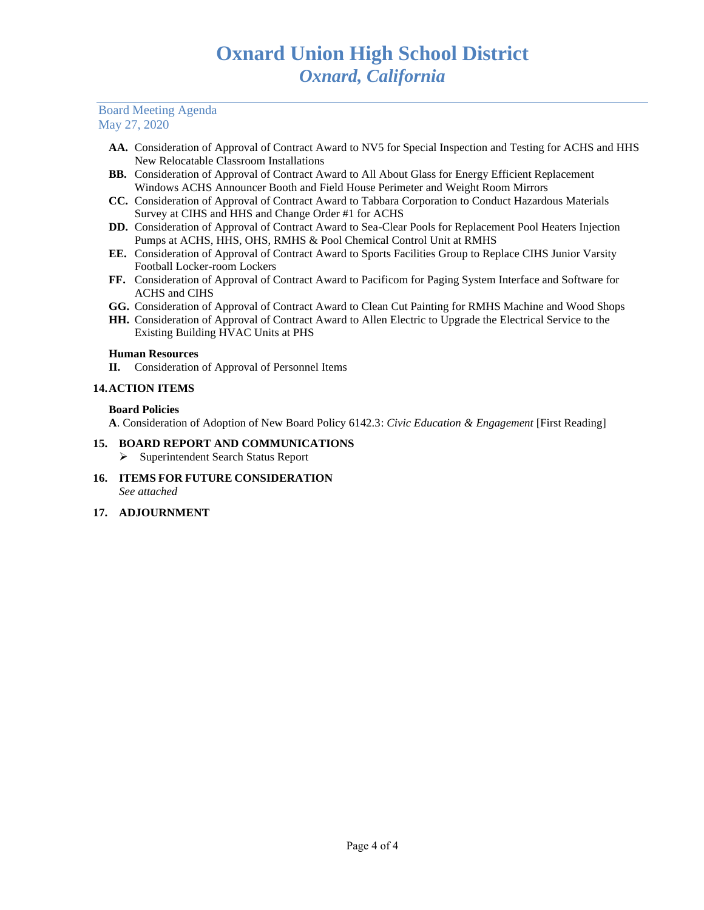**AA.** Consideration of Approval of Contract Award to NV5 for Special Inspection and Testing for ACHS and HHS New Relocatable Classroom Installations

**BB.** Consideration of Approval of Contract Award to All About Glass for Energy Efficient Replacement Windows ACHS Announcer Booth and Field House Perimeter and Weight Room Mirrors

**CC.** Consideration of Approval of Contract Award to Tabbara Corporation to Conduct Hazardous Materials Survey at CIHS and HHS and Change Order #1 for ACHS

**DD.** Consideration of Approval of Contract Award to Sea-Clear Pools for Replacement Pool Heaters Injection Pumps at ACHS, HHS, OHS, RMHS & Pool Chemical Control Unit at RMHS

**EE.** Consideration of Approval of Contract Award to Sports Facilities Group to Replace CIHS Junior Varsity Football Locker-room Lockers

**FF.** Consideration of Approval of Contract Award to Pacificom for Paging System Interface and Software for ACHS and CIHS

**GG.** Consideration of Approval of Contract Award to Clean Cut Painting for RMHS Machine and Wood Shops

**HH.** Consideration of Approval of Contract Award to Allen Electric to Upgrade the Electrical Service to the Existing Building HVAC Units at PHS

**Human Resources**

**II.** Consideration of Approval of Personnel Items

**14. ACTION ITEMS**

**Board Policies**

**A**. Consideration of Adoption of New Board Policy 6142.3: *Civic Education & Engagement* [First Reading]

**15. BOARD REPORT AND COMMUNICATIONS**

- Superintendent Search Status Report

**16. ITEMS FOR FUTURE CONSIDERATION**

*See attached*

**17. ADJOURNMENT**